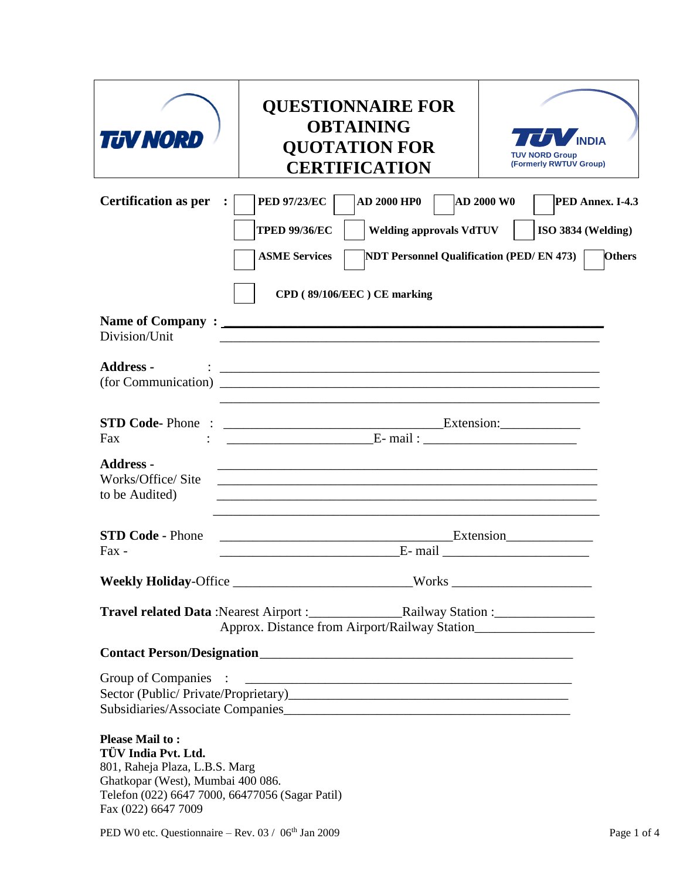| TÜV NORD | QUESTIONNAIRE FOR OBTAINING QUOTATION FOR CERTIFICATION | TÜV INDIA<br>TUV NORD Group<br>(Formerly RWTUV Group) |
|---|---|---|

**Certification as per :**

- ☐ **PED 97/23/EC**
- ☐ **AD 2000 HP0**
- ☐ **AD 2000 W0**
- ☐ **PED Annex. I-4.3**
- ☐ **TPED 99/36/EC**
- ☐ **Welding approvals VdTUV**
- ☐ **ISO 3834 (Welding)**
- ☐ **ASME Services**
- ☐ **NDT Personnel Qualification (PED/ EN 473)**
- ☐ **Others**
- ☐ **CPD ( 89/106/EEC ) CE marking**

**Name of Company :** ____________________________________________
Division/Unit ____________________________________________

**Address -** : ____________________________________________
(for Communication) ____________________________________________
____________________________________________

**STD Code-** Phone : ______________________________ Extension: ___________
Fax : ____________________ E- mail : ______________________

**Address -**
Works/Office/ Site ____________________________________________
to be Audited) ____________________________________________
____________________________________________
____________________________________________

**STD Code -** Phone ______________________________ Extension ____________
Fax - ________________________ E- mail ____________________

**Weekly Holiday**-Office ________________________ Works ____________________

**Travel related Data** :Nearest Airport :_____________ Railway Station :______________
Approx. Distance from Airport/Railway Station_________________

**Contact Person/Designation**_____________________________________________

Group of Companies : _____________________________________________
Sector (Public/ Private/Proprietary)________________________________________
Subsidiaries/Associate Companies__________________________________________

**Please Mail to :**
**TÜV India Pvt. Ltd.**
801, Raheja Plaza, L.B.S. Marg
Ghatkopar (West), Mumbai 400 086.
Telefon (022) 6647 7000, 66477056 (Sagar Patil)
Fax (022) 6647 7009

PED W0 etc. Questionnaire – Rev. 03 / 06th Jan 2009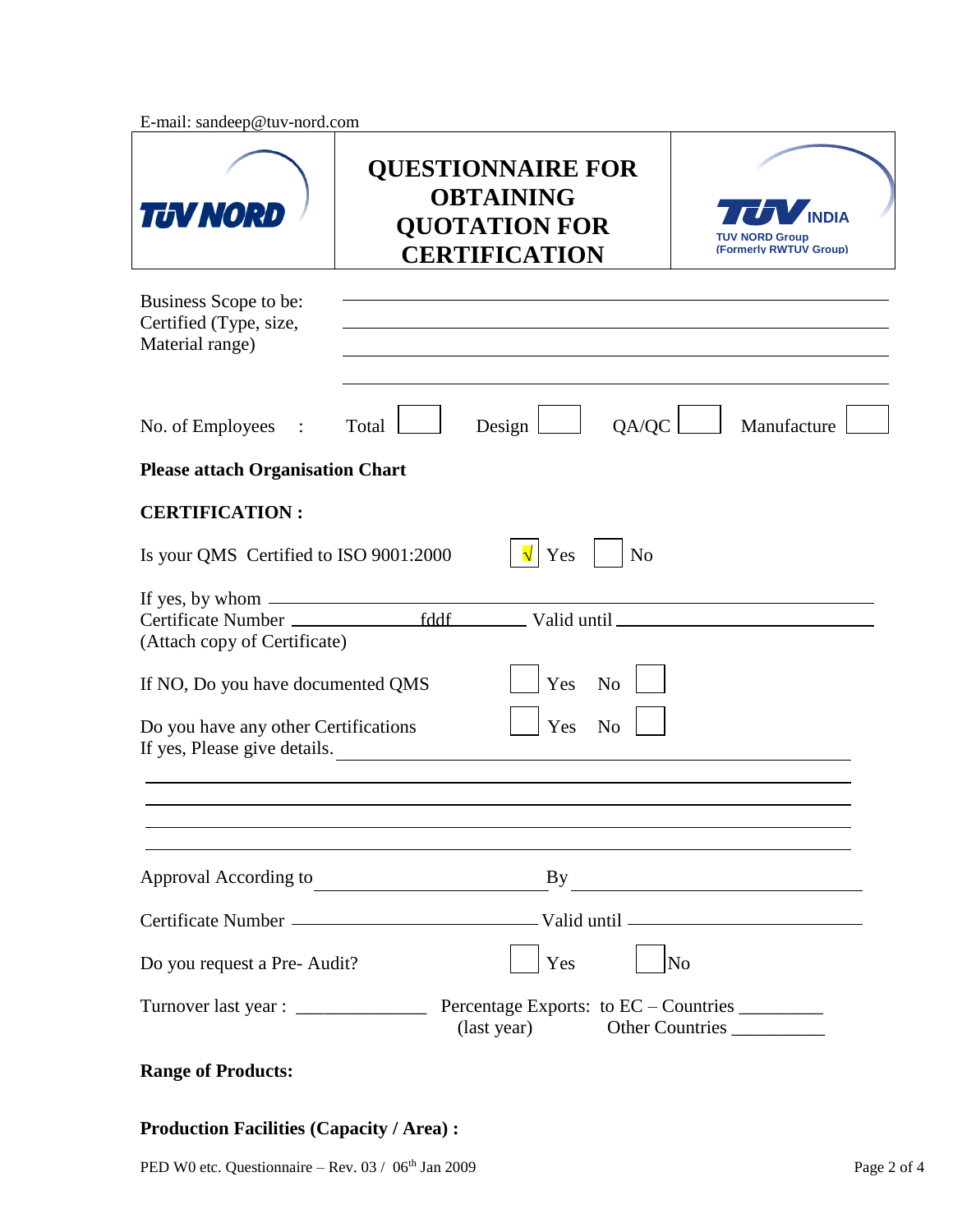E-mail: sandeep@tuv-nord.com

| TÜV NORD | QUESTIONNAIRE FOR OBTAINING QUOTATION FOR CERTIFICATION | TÜV INDIA TUV NORD Group (Formerly RWTUV Group) |
|---|---|---|

Business Scope to be: Certified (Type, size, Material range) ______________________________

______________________________

______________________________

______________________________

No. of Employees : Total [ ] Design [ ] QA/QC [ ] Manufacture [ ]

**Please attach Organisation Chart**

**CERTIFICATION :**

Is your QMS Certified to ISO 9001:2000 [√] Yes [ ] No

If yes, by whom ______________________________

Certificate Number ______ fddf ______ Valid until ______________________________

(Attach copy of Certificate)

If NO, Do you have documented QMS [ ] Yes No [ ]

Do you have any other Certifications [ ] Yes No [ ]

If yes, Please give details. ______________________________

______________________________

______________________________

______________________________

______________________________

Approval According to ______________________ By ______________________

Certificate Number ______________________ Valid until ______________________

Do you request a Pre- Audit? [ ] Yes [ ] No

Turnover last year : ______________ Percentage Exports: to EC – Countries _________
(last year) Other Countries __________

**Range of Products:**

**Production Facilities (Capacity / Area) :**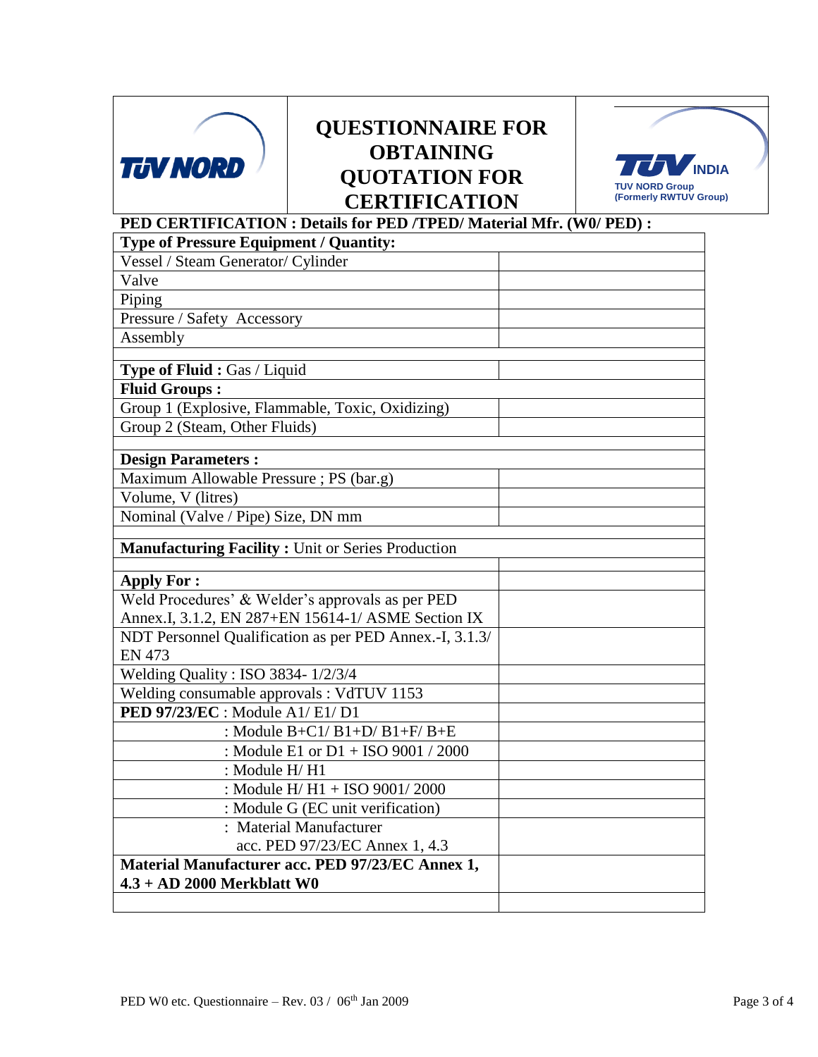# QUESTIONNAIRE FOR OBTAINING QUOTATION FOR CERTIFICATION

TÜV NORD

TÜV INDIA
TUV NORD Group
(Formerly RWTUV Group)

**PED CERTIFICATION : Details for PED /TPED/ Material Mfr. (W0/ PED) :**

| **Type of Pressure Equipment / Quantity:** | |
|---|---|
| Vessel / Steam Generator/ Cylinder | |
| Valve | |
| Piping | |
| Pressure / Safety Accessory | |
| Assembly | |
| | |
| **Type of Fluid :** Gas / Liquid | |
| **Fluid Groups :** | |
| Group 1 (Explosive, Flammable, Toxic, Oxidizing) | |
| Group 2 (Steam, Other Fluids) | |
| | |
| **Design Parameters :** | |
| Maximum Allowable Pressure ; PS (bar.g) | |
| Volume, V (litres) | |
| Nominal (Valve / Pipe) Size, DN mm | |
| | |
| **Manufacturing Facility :** Unit or Series Production | |
| | |
| **Apply For :** | |
| Weld Procedures' & Welder's approvals as per PED Annex.I, 3.1.2, EN 287+EN 15614-1/ ASME Section IX | |
| NDT Personnel Qualification as per PED Annex.-I, 3.1.3/ EN 473 | |
| Welding Quality : ISO 3834- 1/2/3/4 | |
| Welding consumable approvals : VdTUV 1153 | |
| **PED 97/23/EC** : Module A1/ E1/ D1 | |
| : Module B+C1/ B1+D/ B1+F/ B+E | |
| : Module E1 or D1 + ISO 9001 / 2000 | |
| : Module H/ H1 | |
| : Module H/ H1 + ISO 9001/ 2000 | |
| : Module G (EC unit verification) | |
| : Material Manufacturer acc. PED 97/23/EC Annex 1, 4.3 | |
| **Material Manufacturer acc. PED 97/23/EC Annex 1, 4.3 + AD 2000 Merkblatt W0** | |
| | |

PED W0 etc. Questionnaire – Rev. 03 / 06th Jan 2009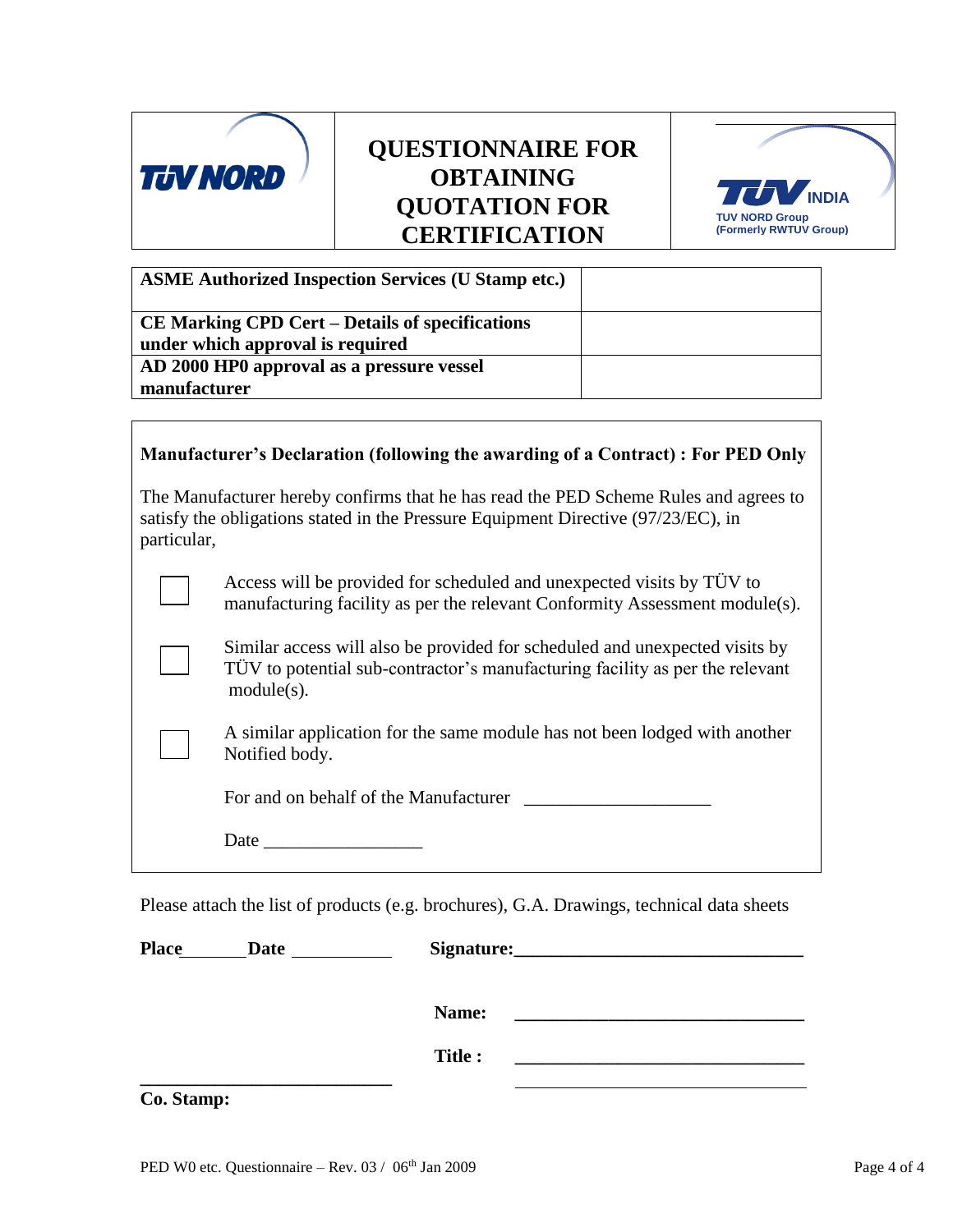| TÜV NORD | QUESTIONNAIRE FOR OBTAINING QUOTATION FOR CERTIFICATION | TÜV INDIA TUV NORD Group (Formerly RWTUV Group) |
|---|---|---|

| | |
|---|---|
| **ASME Authorized Inspection Services (U Stamp etc.)** | |
| **CE Marking CPD Cert – Details of specifications under which approval is required** | |
| **AD 2000 HP0 approval as a pressure vessel manufacturer** | |

**Manufacturer's Declaration (following the awarding of a Contract) : For PED Only**

The Manufacturer hereby confirms that he has read the PED Scheme Rules and agrees to satisfy the obligations stated in the Pressure Equipment Directive (97/23/EC), in particular,

- ☐ Access will be provided for scheduled and unexpected visits by TÜV to manufacturing facility as per the relevant Conformity Assessment module(s).
- ☐ Similar access will also be provided for scheduled and unexpected visits by TÜV to potential sub-contractor's manufacturing facility as per the relevant module(s).
- ☐ A similar application for the same module has not been lodged with another Notified body.

For and on behalf of the Manufacturer ____________________

Date _________________

Please attach the list of products (e.g. brochures), G.A. Drawings, technical data sheets

**Place**_______ **Date** ___________ **Signature:**_______________________________

**Name:** _______________________________

**Title :** _______________________________

___________________________

**Co. Stamp:**